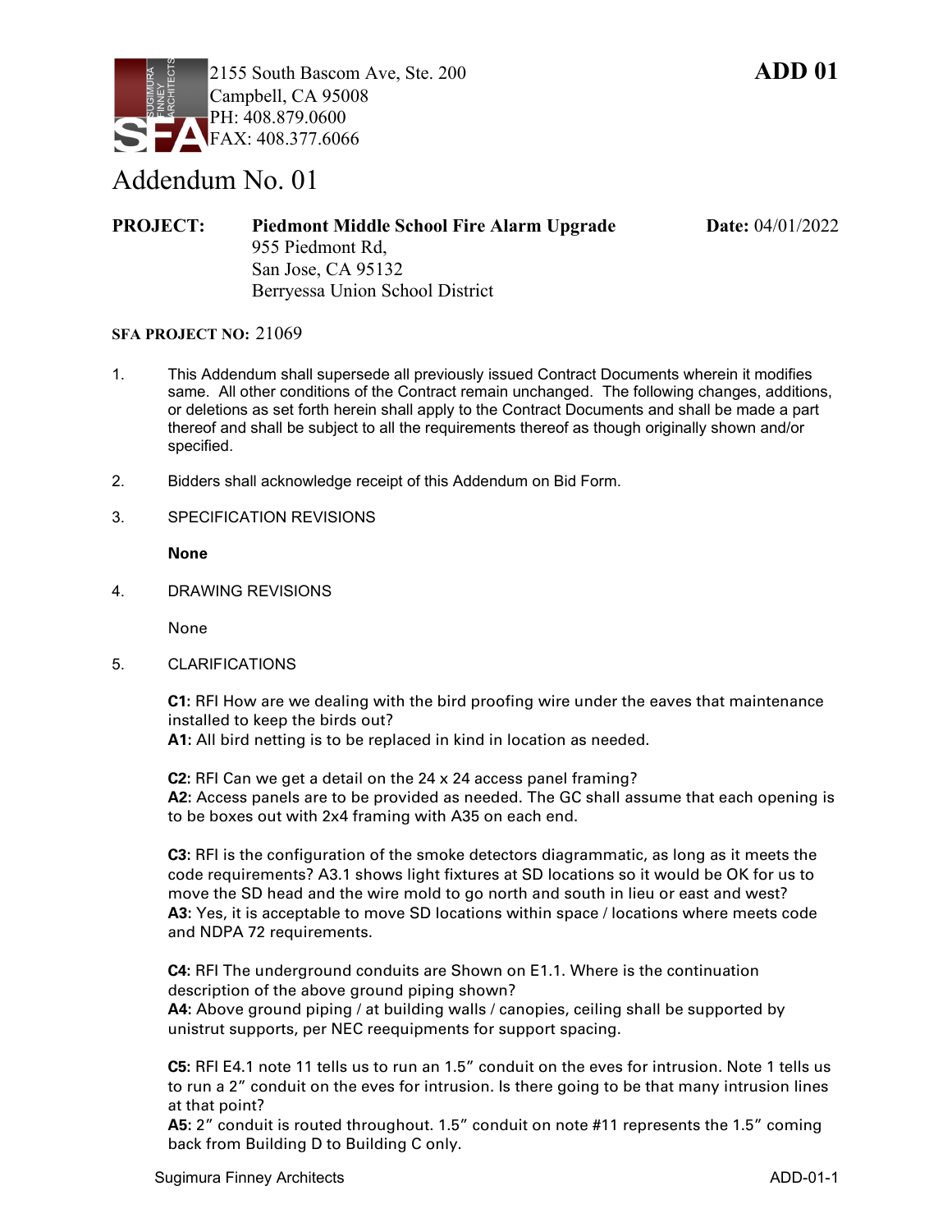2155 South Bascom Ave, Ste. 200
Campbell, CA 95008
PH: 408.879.0600
FAX: 408.377.6066

**ADD 01**

# Addendum No. 01

**PROJECT:** **Piedmont Middle School Fire Alarm Upgrade**
955 Piedmont Rd,
San Jose, CA 95132
Berryessa Union School District

**Date:** 04/01/2022

**SFA PROJECT NO:** 21069

1. This Addendum shall supersede all previously issued Contract Documents wherein it modifies same. All other conditions of the Contract remain unchanged. The following changes, additions, or deletions as set forth herein shall apply to the Contract Documents and shall be made a part thereof and shall be subject to all the requirements thereof as though originally shown and/or specified.

2. Bidders shall acknowledge receipt of this Addendum on Bid Form.

3. SPECIFICATION REVISIONS

   **None**

4. DRAWING REVISIONS

   None

5. CLARIFICATIONS

   **C1:** RFI How are we dealing with the bird proofing wire under the eaves that maintenance installed to keep the birds out?
   **A1:** All bird netting is to be replaced in kind in location as needed.

   **C2:** RFI Can we get a detail on the 24 x 24 access panel framing?
   **A2:** Access panels are to be provided as needed. The GC shall assume that each opening is to be boxes out with 2x4 framing with A35 on each end.

   **C3:** RFI is the configuration of the smoke detectors diagrammatic, as long as it meets the code requirements? A3.1 shows light fixtures at SD locations so it would be OK for us to move the SD head and the wire mold to go north and south in lieu or east and west?
   **A3:** Yes, it is acceptable to move SD locations within space / locations where meets code and NDPA 72 requirements.

   **C4:** RFI The underground conduits are Shown on E1.1. Where is the continuation description of the above ground piping shown?
   **A4:** Above ground piping / at building walls / canopies, ceiling shall be supported by unistrut supports, per NEC reequipments for support spacing.

   **C5:** RFI E4.1 note 11 tells us to run an 1.5" conduit on the eves for intrusion. Note 1 tells us to run a 2" conduit on the eves for intrusion. Is there going to be that many intrusion lines at that point?
   **A5:** 2" conduit is routed throughout. 1.5" conduit on note #11 represents the 1.5" coming back from Building D to Building C only.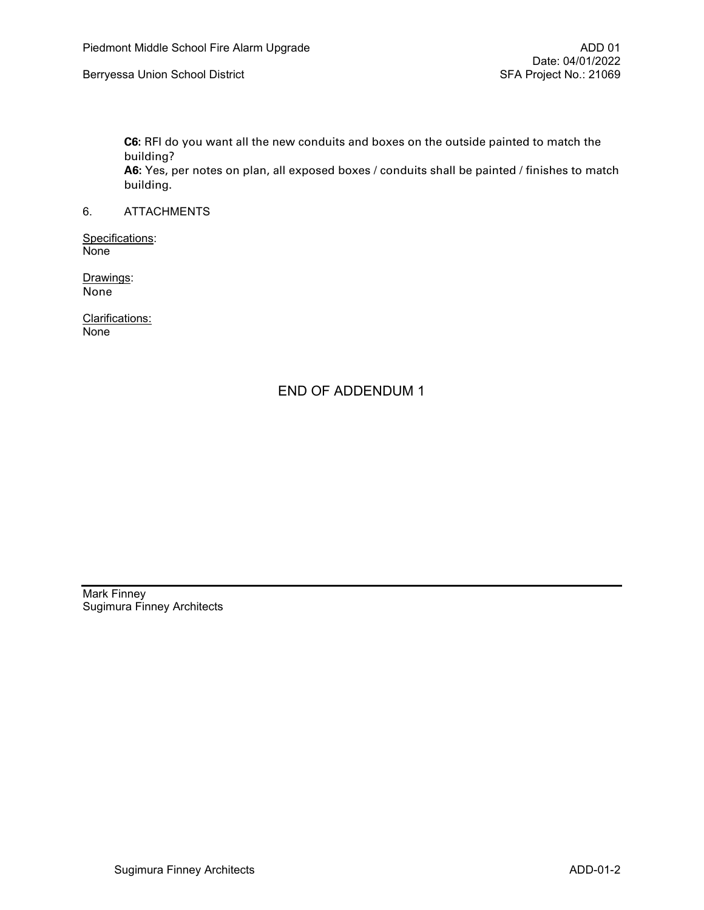**C6:** RFI do you want all the new conduits and boxes on the outside painted to match the building?
**A6:** Yes, per notes on plan, all exposed boxes / conduits shall be painted / finishes to match building.

6. ATTACHMENTS

Specifications:
None

Drawings:
None

Clarifications:
None

END OF ADDENDUM 1

---

Mark Finney
Sugimura Finney Architects